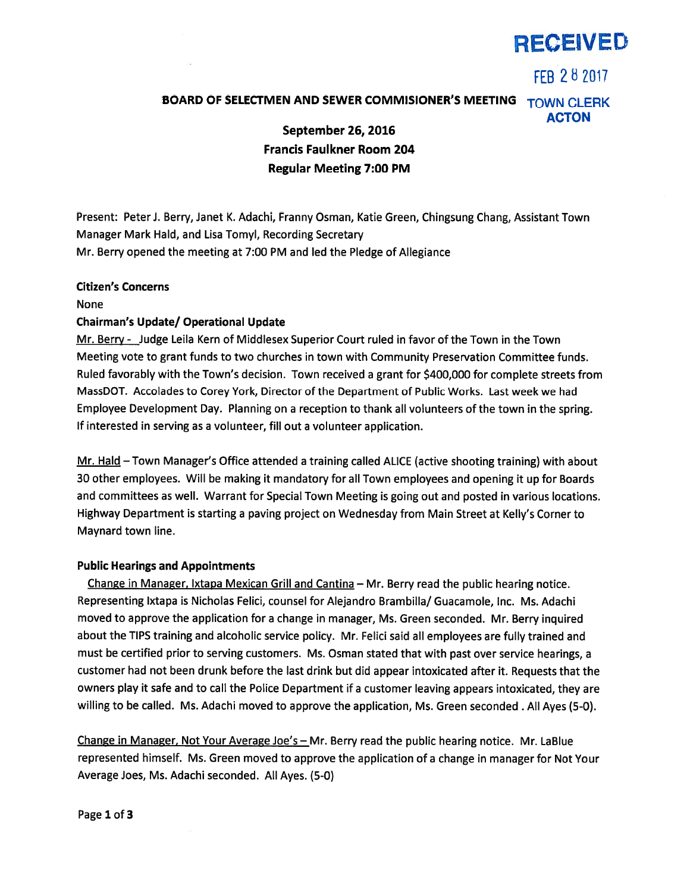RECEIVED

FEB 28 2017

TOWN CLERK
ACTON

**BOARD OF SELECTMEN AND SEWER COMMISIONER'S MEETING**

**September 26, 2016**
**Francis Faulkner Room 204**
**Regular Meeting 7:00 PM**

Present: Peter J. Berry, Janet K. Adachi, Franny Osman, Katie Green, Chingsung Chang, Assistant Town Manager Mark Hald, and Lisa Tomyl, Recording Secretary
Mr. Berry opened the meeting at 7:00 PM and led the Pledge of Allegiance

**Citizen's Concerns**

None

**Chairman's Update/ Operational Update**

Mr. Berry - Judge Leila Kern of Middlesex Superior Court ruled in favor of the Town in the Town Meeting vote to grant funds to two churches in town with Community Preservation Committee funds. Ruled favorably with the Town's decision. Town received a grant for $400,000 for complete streets from MassDOT. Accolades to Corey York, Director of the Department of Public Works. Last week we had Employee Development Day. Planning on a reception to thank all volunteers of the town in the spring. If interested in serving as a volunteer, fill out a volunteer application.

Mr. Hald – Town Manager's Office attended a training called ALICE (active shooting training) with about 30 other employees. Will be making it mandatory for all Town employees and opening it up for Boards and committees as well. Warrant for Special Town Meeting is going out and posted in various locations. Highway Department is starting a paving project on Wednesday from Main Street at Kelly's Corner to Maynard town line.

**Public Hearings and Appointments**

Change in Manager, Ixtapa Mexican Grill and Cantina – Mr. Berry read the public hearing notice. Representing Ixtapa is Nicholas Felici, counsel for Alejandro Brambilla/ Guacamole, Inc. Ms. Adachi moved to approve the application for a change in manager, Ms. Green seconded. Mr. Berry inquired about the TIPS training and alcoholic service policy. Mr. Felici said all employees are fully trained and must be certified prior to serving customers. Ms. Osman stated that with past over service hearings, a customer had not been drunk before the last drink but did appear intoxicated after it. Requests that the owners play it safe and to call the Police Department if a customer leaving appears intoxicated, they are willing to be called. Ms. Adachi moved to approve the application, Ms. Green seconded . All Ayes (5-0).

Change in Manager, Not Your Average Joe's – Mr. Berry read the public hearing notice. Mr. LaBlue represented himself. Ms. Green moved to approve the application of a change in manager for Not Your Average Joes, Ms. Adachi seconded. All Ayes. (5-0)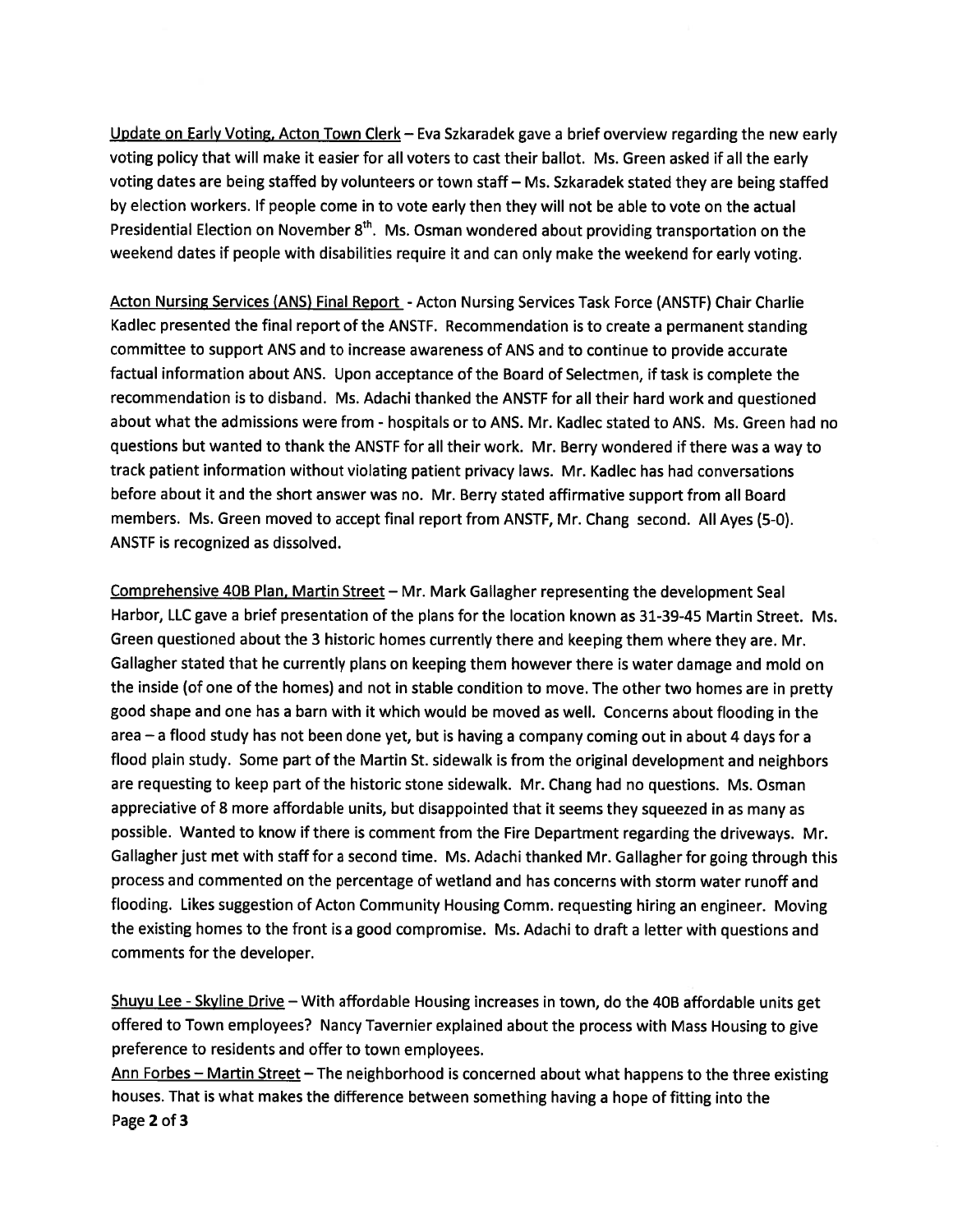Update on Early Voting, Acton Town Clerk – Eva Szkaradek gave a brief overview regarding the new early voting policy that will make it easier for all voters to cast their ballot. Ms. Green asked if all the early voting dates are being staffed by volunteers or town staff – Ms. Szkaradek stated they are being staffed by election workers. If people come in to vote early then they will not be able to vote on the actual Presidential Election on November 8th. Ms. Osman wondered about providing transportation on the weekend dates if people with disabilities require it and can only make the weekend for early voting.

Acton Nursing Services (ANS) Final Report - Acton Nursing Services Task Force (ANSTF) Chair Charlie Kadlec presented the final report of the ANSTF. Recommendation is to create a permanent standing committee to support ANS and to increase awareness of ANS and to continue to provide accurate factual information about ANS. Upon acceptance of the Board of Selectmen, if task is complete the recommendation is to disband. Ms. Adachi thanked the ANSTF for all their hard work and questioned about what the admissions were from - hospitals or to ANS. Mr. Kadlec stated to ANS. Ms. Green had no questions but wanted to thank the ANSTF for all their work. Mr. Berry wondered if there was a way to track patient information without violating patient privacy laws. Mr. Kadlec has had conversations before about it and the short answer was no. Mr. Berry stated affirmative support from all Board members. Ms. Green moved to accept final report from ANSTF, Mr. Chang second. All Ayes (5-0). ANSTF is recognized as dissolved.

Comprehensive 40B Plan, Martin Street – Mr. Mark Gallagher representing the development Seal Harbor, LLC gave a brief presentation of the plans for the location known as 31-39-45 Martin Street. Ms. Green questioned about the 3 historic homes currently there and keeping them where they are. Mr. Gallagher stated that he currently plans on keeping them however there is water damage and mold on the inside (of one of the homes) and not in stable condition to move. The other two homes are in pretty good shape and one has a barn with it which would be moved as well. Concerns about flooding in the area – a flood study has not been done yet, but is having a company coming out in about 4 days for a flood plain study. Some part of the Martin St. sidewalk is from the original development and neighbors are requesting to keep part of the historic stone sidewalk. Mr. Chang had no questions. Ms. Osman appreciative of 8 more affordable units, but disappointed that it seems they squeezed in as many as possible. Wanted to know if there is comment from the Fire Department regarding the driveways. Mr. Gallagher just met with staff for a second time. Ms. Adachi thanked Mr. Gallagher for going through this process and commented on the percentage of wetland and has concerns with storm water runoff and flooding. Likes suggestion of Acton Community Housing Comm. requesting hiring an engineer. Moving the existing homes to the front is a good compromise. Ms. Adachi to draft a letter with questions and comments for the developer.

Shuyu Lee - Skyline Drive – With affordable Housing increases in town, do the 40B affordable units get offered to Town employees? Nancy Tavernier explained about the process with Mass Housing to give preference to residents and offer to town employees.

Ann Forbes – Martin Street – The neighborhood is concerned about what happens to the three existing houses. That is what makes the difference between something having a hope of fitting into the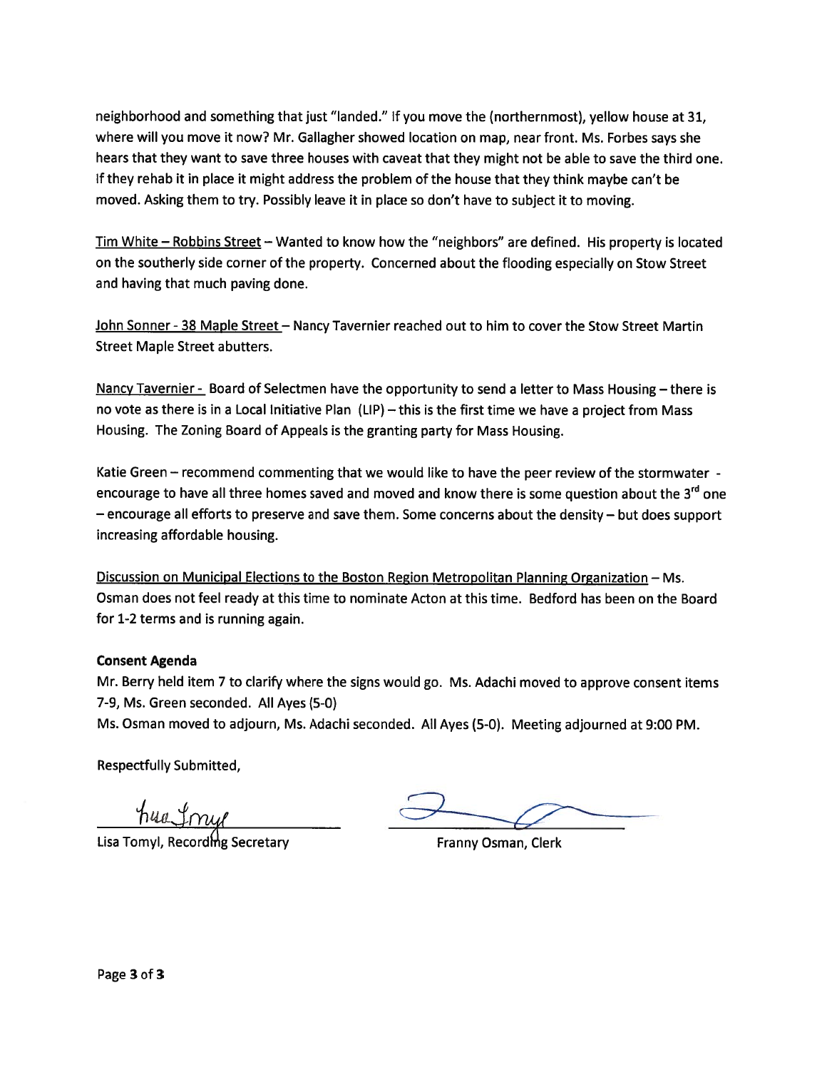neighborhood and something that just "landed." If you move the (northernmost), yellow house at 31, where will you move it now? Mr. Gallagher showed location on map, near front. Ms. Forbes says she hears that they want to save three houses with caveat that they might not be able to save the third one. If they rehab it in place it might address the problem of the house that they think maybe can't be moved. Asking them to try. Possibly leave it in place so don't have to subject it to moving.

Tim White – Robbins Street – Wanted to know how the "neighbors" are defined. His property is located on the southerly side corner of the property. Concerned about the flooding especially on Stow Street and having that much paving done.

John Sonner - 38 Maple Street – Nancy Tavernier reached out to him to cover the Stow Street Martin Street Maple Street abutters.

Nancy Tavernier - Board of Selectmen have the opportunity to send a letter to Mass Housing – there is no vote as there is in a Local Initiative Plan (LIP) – this is the first time we have a project from Mass Housing. The Zoning Board of Appeals is the granting party for Mass Housing.

Katie Green – recommend commenting that we would like to have the peer review of the stormwater - encourage to have all three homes saved and moved and know there is some question about the 3rd one – encourage all efforts to preserve and save them. Some concerns about the density – but does support increasing affordable housing.

Discussion on Municipal Elections to the Boston Region Metropolitan Planning Organization – Ms. Osman does not feel ready at this time to nominate Acton at this time. Bedford has been on the Board for 1-2 terms and is running again.

**Consent Agenda**

Mr. Berry held item 7 to clarify where the signs would go. Ms. Adachi moved to approve consent items 7-9, Ms. Green seconded. All Ayes (5-0)

Ms. Osman moved to adjourn, Ms. Adachi seconded. All Ayes (5-0). Meeting adjourned at 9:00 PM.

Respectfully Submitted,

Lisa Tomyl, Recording Secretary

Franny Osman, Clerk